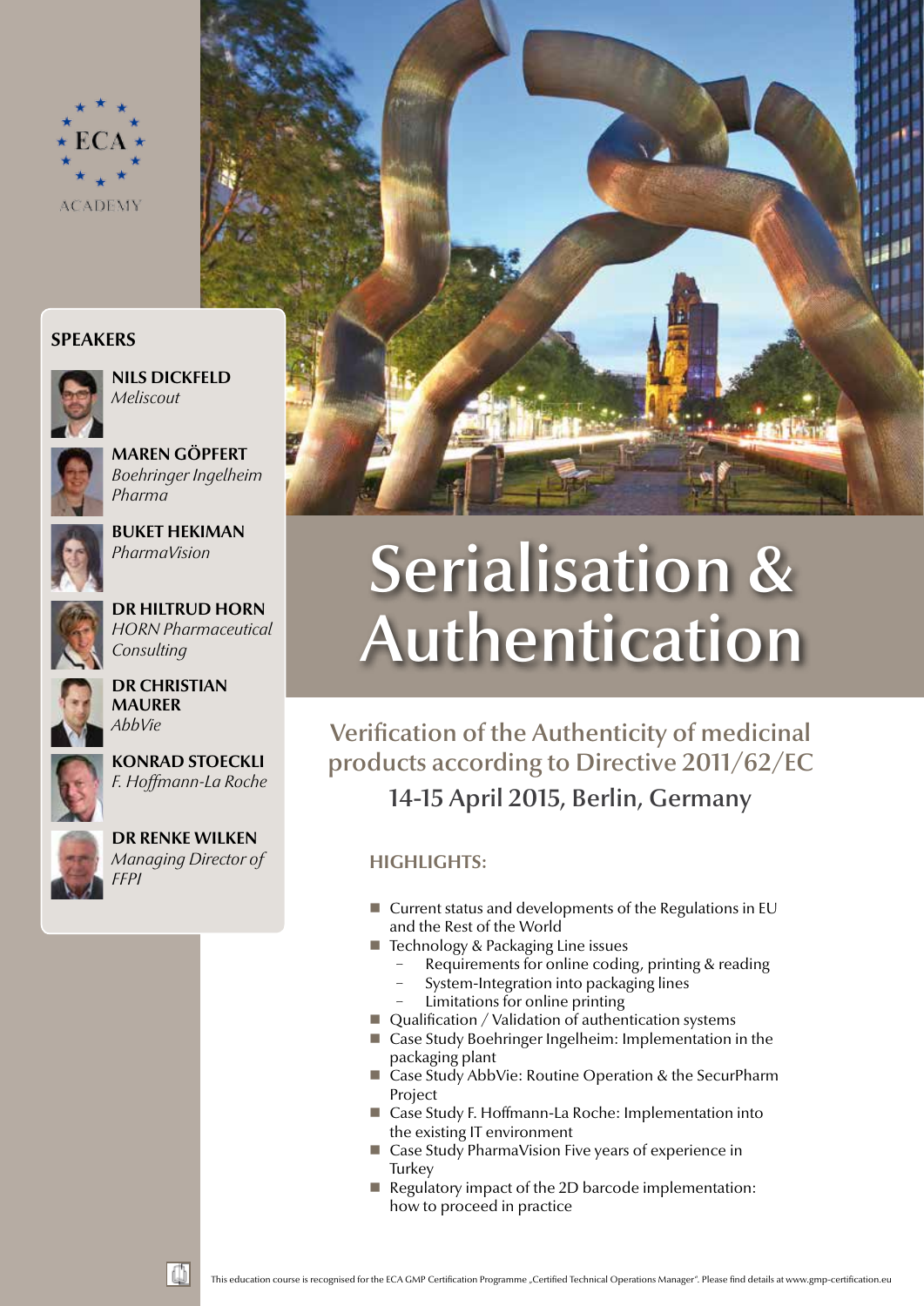ECA ACADEMY

## SPEAKERS

**NILS DICKFELD**
*Meliscout*

**MAREN GÖPFERT**
*Boehringer Ingelheim Pharma*

**BUKET HEKIMAN**
*PharmaVision*

**DR HILTRUD HORN**
*HORN Pharmaceutical Consulting*

**DR CHRISTIAN MAURER**
*AbbVie*

**KONRAD STOECKLI**
*F. Hoffmann-La Roche*

**DR RENKE WILKEN**
*Managing Director of FFPI*

# Serialisation & Authentication

## Verification of the Authenticity of medicinal products according to Directive 2011/62/EC

### 14-15 April 2015, Berlin, Germany

### HIGHLIGHTS:

- Current status and developments of the Regulations in EU and the Rest of the World
- Technology & Packaging Line issues
  - Requirements for online coding, printing & reading
  - System-Integration into packaging lines
  - Limitations for online printing
- Qualification / Validation of authentication systems
- Case Study Boehringer Ingelheim: Implementation in the packaging plant
- Case Study AbbVie: Routine Operation & the SecurPharm Project
- Case Study F. Hoffmann-La Roche: Implementation into the existing IT environment
- Case Study PharmaVision Five years of experience in Turkey
- Regulatory impact of the 2D barcode implementation: how to proceed in practice

This education course is recognised for the ECA GMP Certification Programme „Certified Technical Operations Manager". Please find details at www.gmp-certification.eu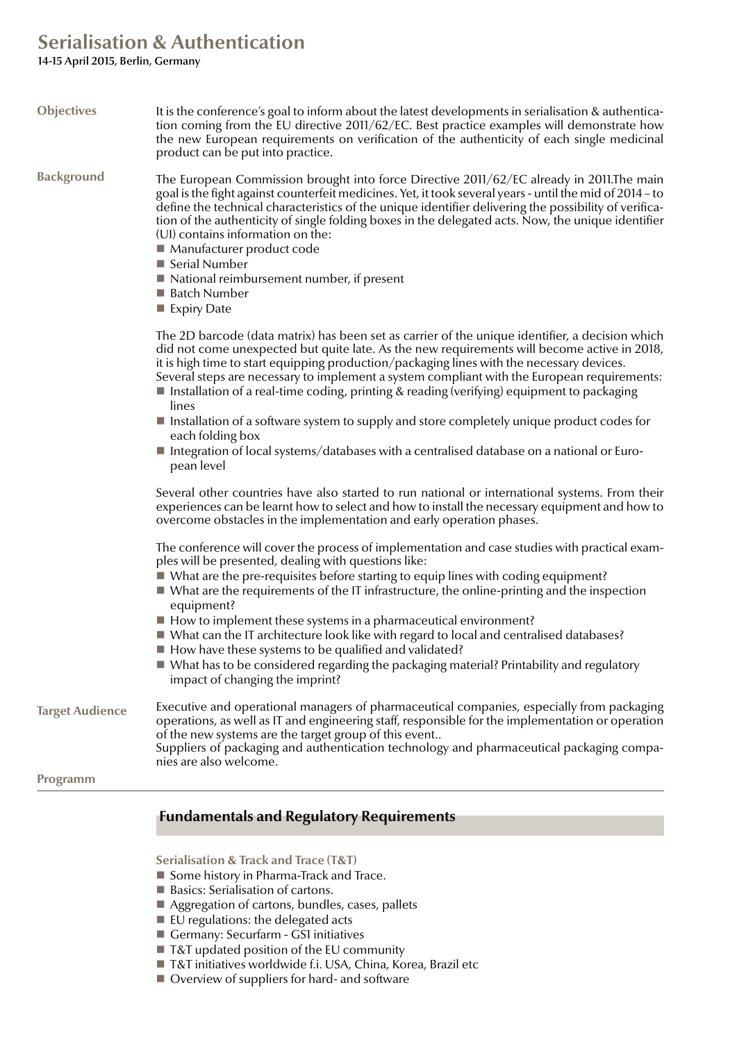# Serialisation & Authentication

**14-15 April 2015, Berlin, Germany**

## Objectives

It is the conference's goal to inform about the latest developments in serialisation & authentication coming from the EU directive 2011/62/EC. Best practice examples will demonstrate how the new European requirements on verification of the authenticity of each single medicinal product can be put into practice.

## Background

The European Commission brought into force Directive 2011/62/EC already in 2011.The main goal is the fight against counterfeit medicines. Yet, it took several years - until the mid of 2014 – to define the technical characteristics of the unique identifier delivering the possibility of verification of the authenticity of single folding boxes in the delegated acts. Now, the unique identifier (UI) contains information on the:

- Manufacturer product code
- Serial Number
- National reimbursement number, if present
- Batch Number
- Expiry Date

The 2D barcode (data matrix) has been set as carrier of the unique identifier, a decision which did not come unexpected but quite late. As the new requirements will become active in 2018, it is high time to start equipping production/packaging lines with the necessary devices.
Several steps are necessary to implement a system compliant with the European requirements:

- Installation of a real-time coding, printing & reading (verifying) equipment to packaging lines
- Installation of a software system to supply and store completely unique product codes for each folding box
- Integration of local systems/databases with a centralised database on a national or European level

Several other countries have also started to run national or international systems. From their experiences can be learnt how to select and how to install the necessary equipment and how to overcome obstacles in the implementation and early operation phases.

The conference will cover the process of implementation and case studies with practical examples will be presented, dealing with questions like:

- What are the pre-requisites before starting to equip lines with coding equipment?
- What are the requirements of the IT infrastructure, the online-printing and the inspection equipment?
- How to implement these systems in a pharmaceutical environment?
- What can the IT architecture look like with regard to local and centralised databases?
- How have these systems to be qualified and validated?
- What has to be considered regarding the packaging material? Printability and regulatory impact of changing the imprint?

## Target Audience

Executive and operational managers of pharmaceutical companies, especially from packaging operations, as well as IT and engineering staff, responsible for the implementation or operation of the new systems are the target group of this event..
Suppliers of packaging and authentication technology and pharmaceutical packaging companies are also welcome.

## Programm

### Fundamentals and Regulatory Requirements

**Serialisation & Track and Trace (T&T)**

- Some history in Pharma-Track and Trace.
- Basics: Serialisation of cartons.
- Aggregation of cartons, bundles, cases, pallets
- EU regulations: the delegated acts
- Germany: Securfarm - GS1 initiatives
- T&T updated position of the EU community
- T&T initiatives worldwide f.i. USA, China, Korea, Brazil etc
- Overview of suppliers for hard- and software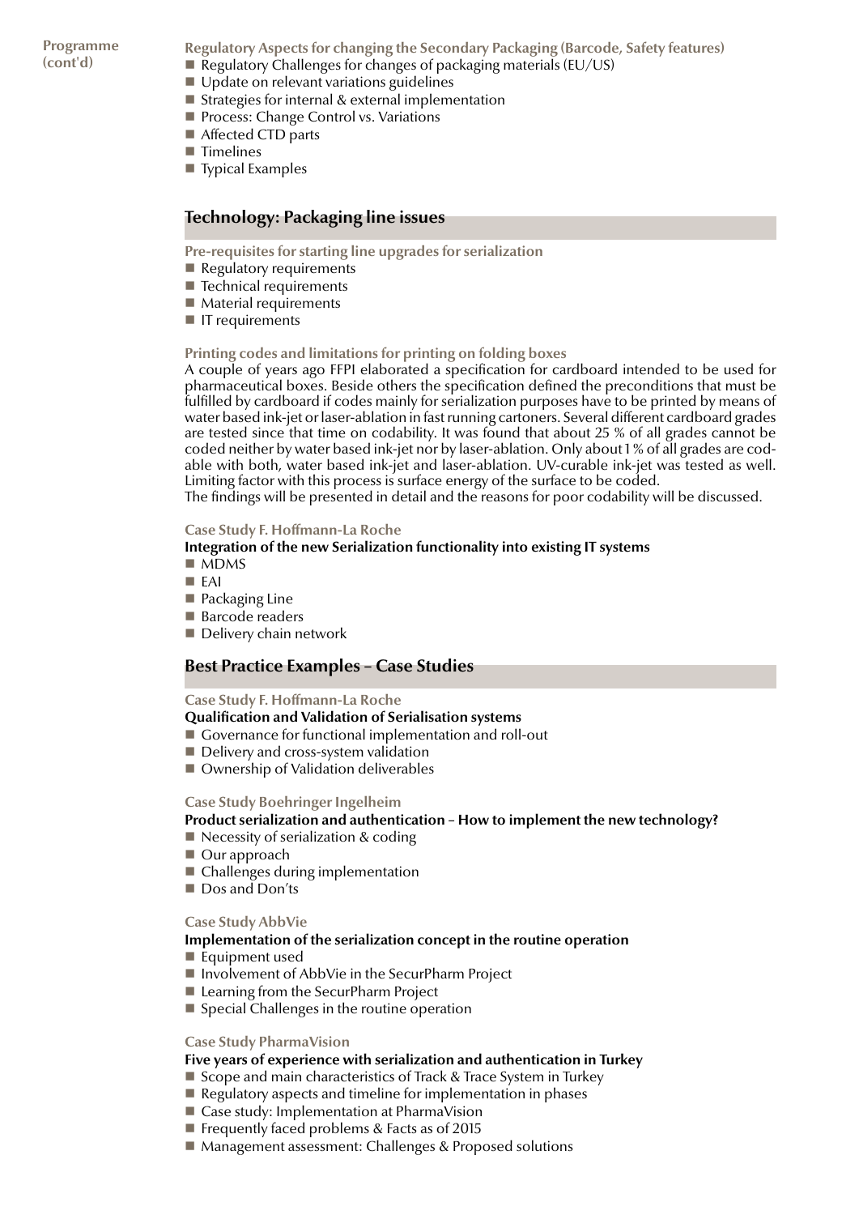Programme (cont'd)

**Regulatory Aspects for changing the Secondary Packaging (Barcode, Safety features)**

- Regulatory Challenges for changes of packaging materials (EU/US)
- Update on relevant variations guidelines
- Strategies for internal & external implementation
- Process: Change Control vs. Variations
- Affected CTD parts
- Timelines
- Typical Examples

## Technology: Packaging line issues

**Pre-requisites for starting line upgrades for serialization**

- Regulatory requirements
- Technical requirements
- Material requirements
- IT requirements

**Printing codes and limitations for printing on folding boxes**

A couple of years ago FFPI elaborated a specification for cardboard intended to be used for pharmaceutical boxes. Beside others the specification defined the preconditions that must be fulfilled by cardboard if codes mainly for serialization purposes have to be printed by means of water based ink-jet or laser-ablation in fast running cartoners. Several different cardboard grades are tested since that time on codability. It was found that about 25 % of all grades cannot be coded neither by water based ink-jet nor by laser-ablation. Only about 1 % of all grades are codable with both, water based ink-jet and laser-ablation. UV-curable ink-jet was tested as well. Limiting factor with this process is surface energy of the surface to be coded.
The findings will be presented in detail and the reasons for poor codability will be discussed.

**Case Study F. Hoffmann-La Roche**

**Integration of the new Serialization functionality into existing IT systems**

- MDMS
- EAI
- Packaging Line
- Barcode readers
- Delivery chain network

## Best Practice Examples – Case Studies

**Case Study F. Hoffmann-La Roche**

**Qualification and Validation of Serialisation systems**

- Governance for functional implementation and roll-out
- Delivery and cross-system validation
- Ownership of Validation deliverables

**Case Study Boehringer Ingelheim**

**Product serialization and authentication – How to implement the new technology?**

- Necessity of serialization & coding
- Our approach
- Challenges during implementation
- Dos and Don'ts

**Case Study AbbVie**

**Implementation of the serialization concept in the routine operation**

- Equipment used
- Involvement of AbbVie in the SecurPharm Project
- Learning from the SecurPharm Project
- Special Challenges in the routine operation

**Case Study PharmaVision**

**Five years of experience with serialization and authentication in Turkey**

- Scope and main characteristics of Track & Trace System in Turkey
- Regulatory aspects and timeline for implementation in phases
- Case study: Implementation at PharmaVision
- Frequently faced problems & Facts as of 2015
- Management assessment: Challenges & Proposed solutions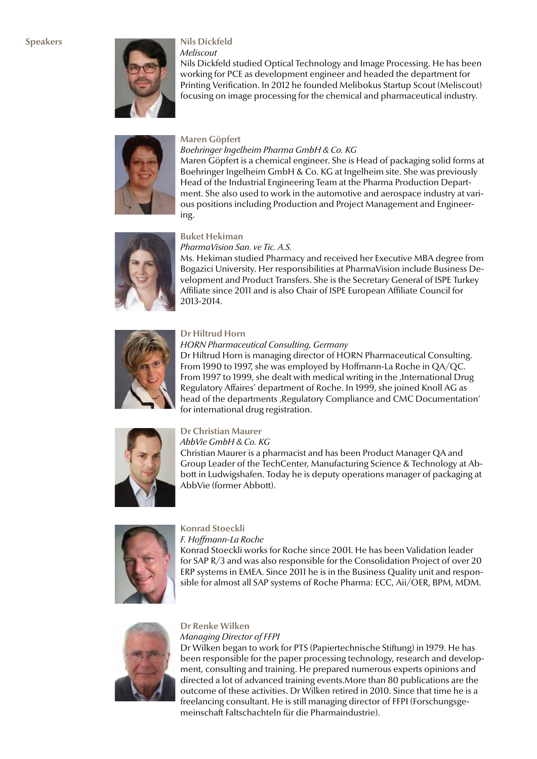## Speakers

### Nils Dickfeld

*Meliscout*

Nils Dickfeld studied Optical Technology and Image Processing. He has been working for PCE as development engineer and headed the department for Printing Verification. In 2012 he founded Melibokus Startup Scout (Meliscout) focusing on image processing for the chemical and pharmaceutical industry.

### Maren Göpfert

*Boehringer Ingelheim Pharma GmbH & Co. KG*

Maren Göpfert is a chemical engineer. She is Head of packaging solid forms at Boehringer Ingelheim GmbH & Co. KG at Ingelheim site. She was previously Head of the Industrial Engineering Team at the Pharma Production Department. She also used to work in the automotive and aerospace industry at various positions including Production and Project Management and Engineering.

### Buket Hekiman

*PharmaVision San. ve Tic. A.S.*

Ms. Hekiman studied Pharmacy and received her Executive MBA degree from Bogazici University. Her responsibilities at PharmaVision include Business Development and Product Transfers. She is the Secretary General of ISPE Turkey Affiliate since 2011 and is also Chair of ISPE European Affiliate Council for 2013-2014.

### Dr Hiltrud Horn

*HORN Pharmaceutical Consulting, Germany*

Dr Hiltrud Horn is managing director of HORN Pharmaceutical Consulting. From 1990 to 1997, she was employed by Hoffmann-La Roche in QA/QC. From 1997 to 1999, she dealt with medical writing in the ‚International Drug Regulatory Affaires' department of Roche. In 1999, she joined Knoll AG as head of the departments ‚Regulatory Compliance and CMC Documentation' for international drug registration.

### Dr Christian Maurer

*AbbVie GmbH & Co. KG*

Christian Maurer is a pharmacist and has been Product Manager QA and Group Leader of the TechCenter, Manufacturing Science & Technology at Abbott in Ludwigshafen. Today he is deputy operations manager of packaging at AbbVie (former Abbott).

### Konrad Stoeckli

*F. Hoffmann-La Roche*

Konrad Stoeckli works for Roche since 2001. He has been Validation leader for SAP R/3 and was also responsible for the Consolidation Project of over 20 ERP systems in EMEA. Since 2011 he is in the Business Quality unit and responsible for almost all SAP systems of Roche Pharma: ECC, Aii/OER, BPM, MDM.

### Dr Renke Wilken

*Managing Director of FFPI*

Dr Wilken began to work for PTS (Papiertechnische Stiftung) in 1979. He has been responsible for the paper processing technology, research and development, consulting and training. He prepared numerous experts opinions and directed a lot of advanced training events.More than 80 publications are the outcome of these activities. Dr Wilken retired in 2010. Since that time he is a freelancing consultant. He is still managing director of FFPI (Forschungsgemeinschaft Faltschachteln für die Pharmaindustrie).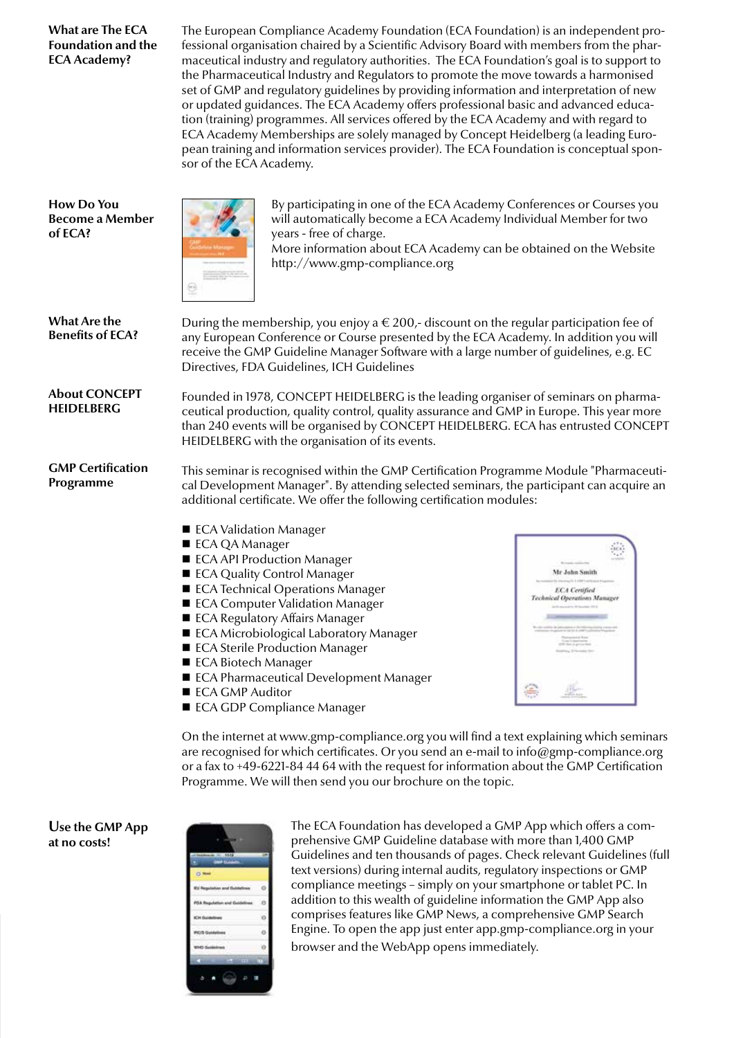## What are The ECA Foundation and the ECA Academy?

The European Compliance Academy Foundation (ECA Foundation) is an independent professional organisation chaired by a Scientific Advisory Board with members from the pharmaceutical industry and regulatory authorities. The ECA Foundation's goal is to support to the Pharmaceutical Industry and Regulators to promote the move towards a harmonised set of GMP and regulatory guidelines by providing information and interpretation of new or updated guidances. The ECA Academy offers professional basic and advanced education (training) programmes. All services offered by the ECA Academy and with regard to ECA Academy Memberships are solely managed by Concept Heidelberg (a leading European training and information services provider). The ECA Foundation is conceptual sponsor of the ECA Academy.

## How Do You Become a Member of ECA?

By participating in one of the ECA Academy Conferences or Courses you will automatically become a ECA Academy Individual Member for two years - free of charge.
More information about ECA Academy can be obtained on the Website http://www.gmp-compliance.org

## What Are the Benefits of ECA?

During the membership, you enjoy a € 200,- discount on the regular participation fee of any European Conference or Course presented by the ECA Academy. In addition you will receive the GMP Guideline Manager Software with a large number of guidelines, e.g. EC Directives, FDA Guidelines, ICH Guidelines

## About CONCEPT HEIDELBERG

Founded in 1978, CONCEPT HEIDELBERG is the leading organiser of seminars on pharmaceutical production, quality control, quality assurance and GMP in Europe. This year more than 240 events will be organised by CONCEPT HEIDELBERG. ECA has entrusted CONCEPT HEIDELBERG with the organisation of its events.

## GMP Certification Programme

This seminar is recognised within the GMP Certification Programme Module "Pharmaceutical Development Manager". By attending selected seminars, the participant can acquire an additional certificate. We offer the following certification modules:

- ECA Validation Manager
- ECA QA Manager
- ECA API Production Manager
- ECA Quality Control Manager
- ECA Technical Operations Manager
- ECA Computer Validation Manager
- ECA Regulatory Affairs Manager
- ECA Microbiological Laboratory Manager
- ECA Sterile Production Manager
- ECA Biotech Manager
- ECA Pharmaceutical Development Manager
- ECA GMP Auditor
- ECA GDP Compliance Manager

On the internet at www.gmp-compliance.org you will find a text explaining which seminars are recognised for which certificates. Or you send an e-mail to info@gmp-compliance.org or a fax to +49-6221-84 44 64 with the request for information about the GMP Certification Programme. We will then send you our brochure on the topic.

## Use the GMP App at no costs!

The ECA Foundation has developed a GMP App which offers a comprehensive GMP Guideline database with more than 1,400 GMP Guidelines and ten thousands of pages. Check relevant Guidelines (full text versions) during internal audits, regulatory inspections or GMP compliance meetings – simply on your smartphone or tablet PC. In addition to this wealth of guideline information the GMP App also comprises features like GMP News, a comprehensive GMP Search Engine. To open the app just enter app.gmp-compliance.org in your browser and the WebApp opens immediately.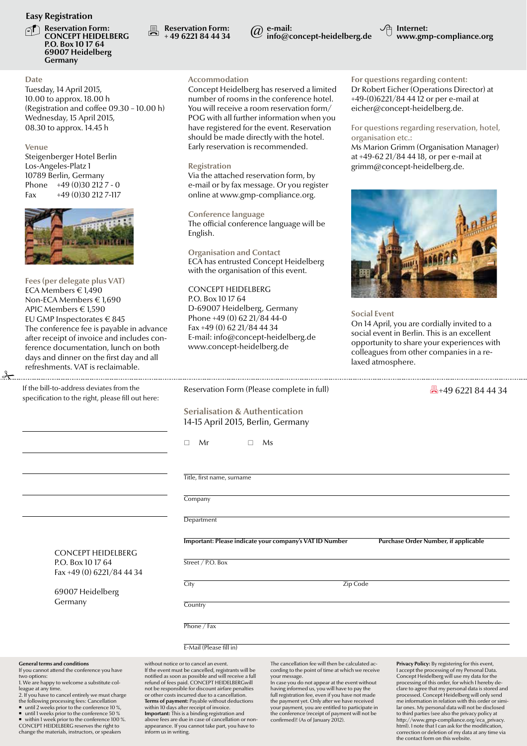## Easy Registration

**Reservation Form: CONCEPT HEIDELBERG P.O. Box 10 17 64 69007 Heidelberg Germany**

**Reservation Form: + 49 6221 84 44 34**

**e-mail: info@concept-heidelberg.de**

**Internet: www.gmp-compliance.org**

### Date

Tuesday, 14 April 2015,
10.00 to approx. 18.00 h
(Registration and coffee 09.30 – 10.00 h)
Wednesday, 15 April 2015,
08.30 to approx. 14.45 h

### Venue

Steigenberger Hotel Berlin
Los-Angeles-Platz 1
10789 Berlin, Germany
Phone +49 (0)30 212 7 - 0
Fax +49 (0)30 212 7-117

### Fees (per delegate plus VAT)

ECA Members € 1,490
Non-ECA Members € 1,690
APIC Members € 1,590
EU GMP Inspectorates € 845
The conference fee is payable in advance after receipt of invoice and includes conference documentation, lunch on both days and dinner on the first day and all refreshments. VAT is reclaimable.

### Accommodation

Concept Heidelberg has reserved a limited number of rooms in the conference hotel. You will receive a room reservation form/POG with all further information when you have registered for the event. Reservation should be made directly with the hotel. Early reservation is recommended.

### Registration

Via the attached reservation form, by e-mail or by fax message. Or you register online at www.gmp-compliance.org.

### Conference language

The official conference language will be English.

### Organisation and Contact

ECA has entrusted Concept Heidelberg with the organisation of this event.

CONCEPT HEIDELBERG
P.O. Box 10 17 64
D-69007 Heidelberg, Germany
Phone +49 (0) 62 21/84 44-0
Fax +49 (0) 62 21/84 44 34
E-mail: info@concept-heidelberg.de
www.concept-heidelberg.de

### For questions regarding content:

Dr Robert Eicher (Operations Director) at +49-(0)6221/84 44 12 or per e-mail at eicher@concept-heidelberg.de.

### For questions regarding reservation, hotel, organisation etc.:

Ms Marion Grimm (Organisation Manager) at +49-62 21/84 44 18, or per e-mail at grimm@concept-heidelberg.de.

### Social Event

On 14 April, you are cordially invited to a social event in Berlin. This is an excellent opportunity to share your experiences with colleagues from other companies in a relaxed atmosphere.

---

If the bill-to-address deviates from the specification to the right, please fill out here:

CONCEPT HEIDELBERG
P.O. Box 10 17 64
Fax +49 (0) 6221/84 44 34

69007 Heidelberg
Germany

Reservation Form (Please complete in full) +49 6221 84 44 34

**Serialisation & Authentication**
14-15 April 2015, Berlin, Germany

☐ Mr ☐ Ms

Title, first name, surname

Company

Department

**Important: Please indicate your company's VAT ID Number** **Purchase Order Number, if applicable**

Street / P.O. Box

City Zip Code

Country

Phone / Fax

E-Mail (Please fill in)

**General terms and conditions**
If you cannot attend the conference you have two options:
1. We are happy to welcome a substitute colleague at any time.
2. If you have to cancel entirely we must charge the following processing fees: Cancellation
- until 2 weeks prior to the conference 10 %,
- until 1 weeks prior to the conference 50 %
- within 1 week prior to the conference 100 %.

CONCEPT HEIDELBERG reserves the right to change the materials, instructors, or speakers without notice or to cancel an event.
If the event must be cancelled, registrants will be notified as soon as possible and will receive a full refund of fees paid. CONCEPT HEIDELBERG will not be responsible for discount airfare penalties or other costs incurred due to a cancellation.
**Terms of payment:** Payable without deductions within 10 days after receipt of invoice.
**Important:** This is a binding registration and above fees are due in case of cancellation or non-appearance. If you cannot take part, you have to inform us in writing.
The cancellation fee will then be calculated according to the point of time at which we receive your message.
In case you do not appear at the event without having informed us, you will have to pay the full registration fee, even if you have not made the payment yet. Only after we have received your payment, you are entitled to participate in the conference (receipt of payment will not be confirmed)! (As of January 2012).

**Privacy Policy:** By registering for this event, I accept the processing of my Personal Data. Concept Heidelberg will use my data for the processing of this order, for which I hereby declare to agree that my personal data is stored and processed. Concept Heidelberg will only send me information in relation with this order or similar ones. My personal data will not be disclosed to third parties (see also the privacy policy at http://www.gmp-compliance.org/eca_privacy.html). I note that I can ask for the modification, correction or deletion of my data at any time via the contact form on this website.